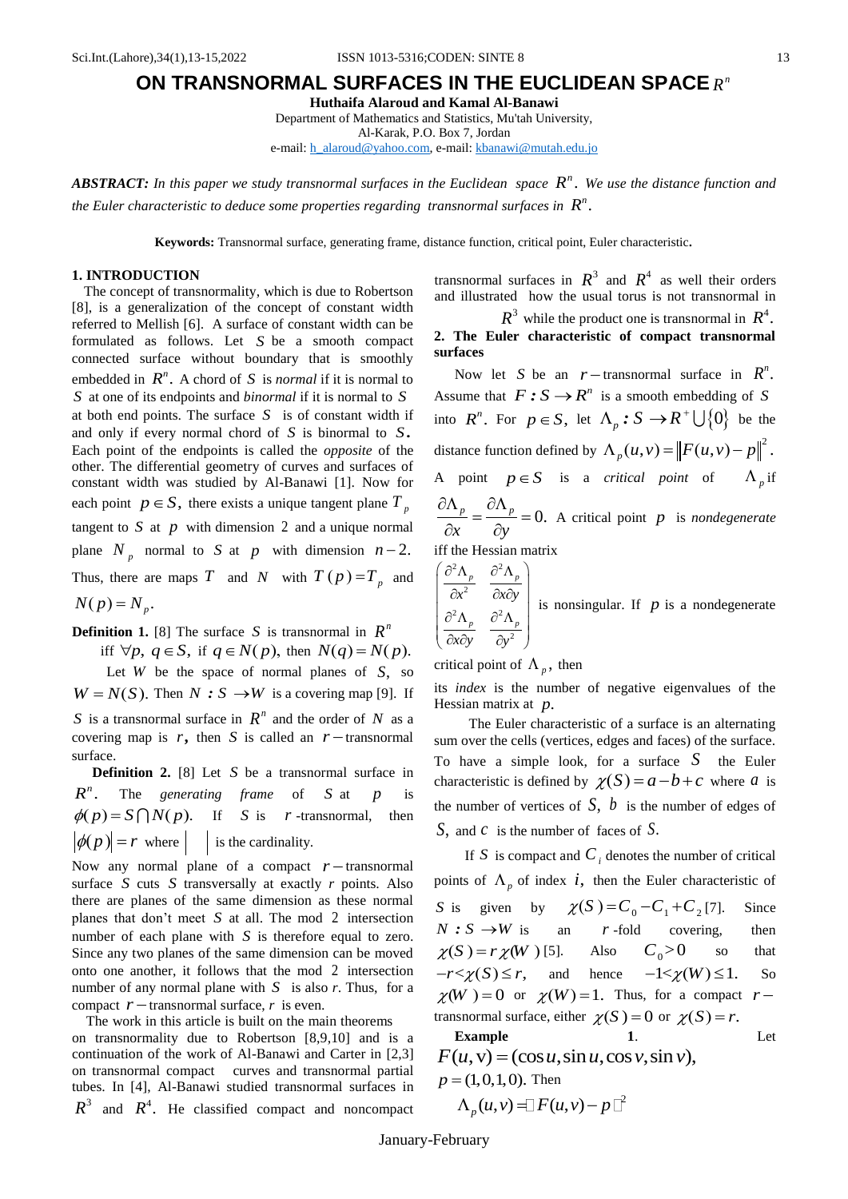# ON TRANSNORMAL SURFACES IN THE EUCLIDEAN SPACE $R^n$

**Huthaifa Alaroud and Kamal Al-Banawi**

Department of Mathematics and Statistics, Mu'tah University,
Al-Karak, P.O. Box 7, Jordan
e-mail: h_alaroud@yahoo.com, e-mail: kbanawi@mutah.edu.jo

***ABSTRACT:*** *In this paper we study transnormal surfaces in the Euclidean space $R^n$. We use the distance function and the Euler characteristic to deduce some properties regarding transnormal surfaces in $R^n$.*

**Keywords:** Transnormal surface, generating frame, distance function, critical point, Euler characteristic.

## 1. INTRODUCTION

The concept of transnormality, which is due to Robertson [8], is a generalization of the concept of constant width referred to Mellish [6]. A surface of constant width can be formulated as follows. Let $S$ be a smooth compact connected surface without boundary that is smoothly embedded in $R^n$. A chord of $S$ is *normal* if it is normal to $S$ at one of its endpoints and *binormal* if it is normal to $S$ at both end points. The surface $S$ is of constant width if and only if every normal chord of $S$ is binormal to $S$. Each point of the endpoints is called the *opposite* of the other. The differential geometry of curves and surfaces of constant width was studied by Al-Banawi [1]. Now for each point $p \in S$, there exists a unique tangent plane $T_p$ tangent to $S$ at $p$ with dimension 2 and a unique normal plane $N_p$ normal to $S$ at $p$ with dimension $n-2$. Thus, there are maps $T$ and $N$ with $T(p) = T_p$ and $N(p) = N_p$.

**Definition 1.** [8] The surface $S$ is transnormal in $R^n$ iff $\forall p,\ q \in S$, if $q \in N(p)$, then $N(q) = N(p)$.

Let $W$ be the space of normal planes of $S$, so $W = N(S)$. Then $N: S \to W$ is a covering map [9]. If $S$ is a transnormal surface in $R^n$ and the order of $N$ as a covering map is $r$, then $S$ is called an $r-$transnormal surface.

**Definition 2.** [8] Let $S$ be a transnormal surface in $R^n$. The *generating frame* of $S$ at $p$ is $\phi(p) = S \cap N(p)$. If $S$ is $r$-transnormal, then $|\phi(p)| = r$ where $|\ |$ is the cardinality.

Now any normal plane of a compact $r-$transnormal surface $S$ cuts $S$ transversally at exactly $r$ points. Also there are planes of the same dimension as these normal planes that don't meet $S$ at all. The mod 2 intersection number of each plane with $S$ is therefore equal to zero. Since any two planes of the same dimension can be moved onto one another, it follows that the mod 2 intersection number of any normal plane with $S$ is also $r$. Thus, for a compact $r-$transnormal surface, $r$ is even.

The work in this article is built on the main theorems on transnormality due to Robertson [8,9,10] and is a continuation of the work of Al-Banawi and Carter in [2,3] on transnormal compact curves and transnormal partial tubes. In [4], Al-Banawi studied transnormal surfaces in $R^3$ and $R^4$. He classified compact and noncompact transnormal surfaces in $R^3$ and $R^4$ as well their orders and illustrated how the usual torus is not transnormal in $R^3$ while the product one is transnormal in $R^4$.

## 2. The Euler characteristic of compact transnormal surfaces

Now let $S$ be an $r-$transnormal surface in $R^n$. Assume that $F: S \to R^n$ is a smooth embedding of $S$ into $R^n$. For $p \in S$, let $\Lambda_p : S \to R^+ \cup \{0\}$ be the distance function defined by $\Lambda_p(u,v) = \|F(u,v) - p\|^2$. A point $p \in S$ is a *critical point* of $\Lambda_p$ if $\frac{\partial \Lambda_p}{\partial x} = \frac{\partial \Lambda_p}{\partial y} = 0$. A critical point $p$ is *nondegenerate* iff the Hessian matrix

$$\begin{pmatrix} \frac{\partial^2 \Lambda_p}{\partial x^2} & \frac{\partial^2 \Lambda_p}{\partial x \partial y} \\ \frac{\partial^2 \Lambda_p}{\partial x \partial y} & \frac{\partial^2 \Lambda_p}{\partial y^2} \end{pmatrix}$$

is nonsingular. If $p$ is a nondegenerate critical point of $\Lambda_p$, then its *index* is the number of negative eigenvalues of the Hessian matrix at $p$.

The Euler characteristic of a surface is an alternating sum over the cells (vertices, edges and faces) of the surface. To have a simple look, for a surface $S$ the Euler characteristic is defined by $\chi(S) = a - b + c$ where $a$ is the number of vertices of $S$, $b$ is the number of edges of $S$, and $c$ is the number of faces of $S$.

If $S$ is compact and $C_i$ denotes the number of critical points of $\Lambda_p$ of index $i$, then the Euler characteristic of $S$ is given by $\chi(S) = C_0 - C_1 + C_2$ [7]. Since $N: S \to W$ is an $r$-fold covering, then $\chi(S) = r\chi(W)$ [5]. Also $C_0 > 0$ so that $-r < \chi(S) \le r$, and hence $-1 < \chi(W) \le 1$. So $\chi(W) = 0$ or $\chi(W) = 1$. Thus, for a compact $r-$transnormal surface, either $\chi(S) = 0$ or $\chi(S) = r$.

**Example 1.** Let

$F(u,v) = (\cos u, \sin u, \cos v, \sin v)$,

$p = (1,0,1,0)$. Then

$\Lambda_p(u,v) = \| F(u,v) - p \|^2$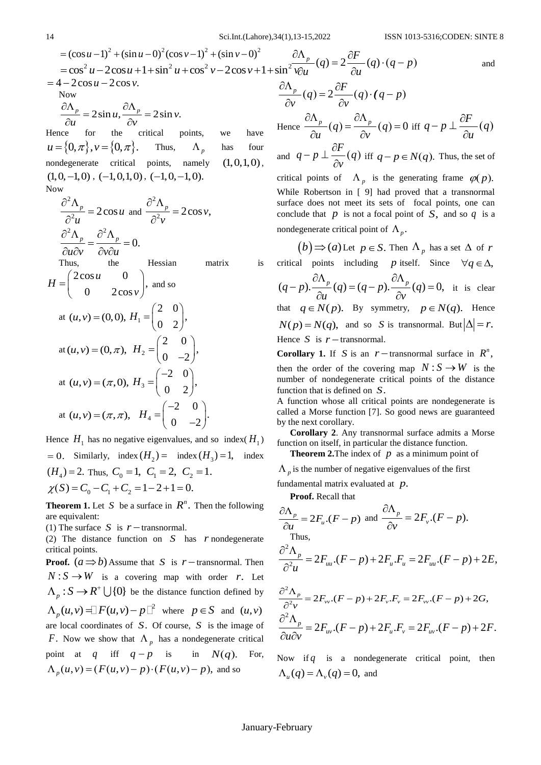$$= (\cos u - 1)^2 + (\sin u - 0)^2 (\cos v - 1)^2 + (\sin v - 0)^2$$
$$= \cos^2 u - 2\cos u + 1 + \sin^2 u + \cos^2 v - 2\cos v + 1 + \sin^2 v$$
$$= 4 - 2\cos u - 2\cos v.$$

Now

$$\frac{\partial \Lambda_p}{\partial u} = 2\sin u, \frac{\partial \Lambda_p}{\partial v} = 2\sin v.$$

Hence for the critical points, we have $u = \{0, \pi\}, v = \{0, \pi\}$. Thus, $\Lambda_p$ has four nondegenerate critical points, namely $(1,0,1,0)$, $(1,0,-1,0)$, $(-1,0,1,0)$, $(-1,0,-1,0)$.

Now

$$\frac{\partial^2 \Lambda_p}{\partial^2 u} = 2\cos u \text{ and } \frac{\partial^2 \Lambda_p}{\partial^2 v} = 2\cos v,$$

$$\frac{\partial^2 \Lambda_p}{\partial u \partial v} = \frac{\partial^2 \Lambda_p}{\partial v \partial u} = 0.$$

Thus, the Hessian matrix is $H = \begin{pmatrix} 2\cos u & 0 \\ 0 & 2\cos v \end{pmatrix}$, and so

at $(u,v) = (0,0)$, $H_1 = \begin{pmatrix} 2 & 0 \\ 0 & 2 \end{pmatrix}$,

at $(u,v) = (0,\pi)$, $H_2 = \begin{pmatrix} 2 & 0 \\ 0 & -2 \end{pmatrix}$,

at $(u,v) = (\pi,0)$, $H_3 = \begin{pmatrix} -2 & 0 \\ 0 & 2 \end{pmatrix}$,

at $(u,v) = (\pi,\pi)$, $H_4 = \begin{pmatrix} -2 & 0 \\ 0 & -2 \end{pmatrix}$.

Hence $H_1$ has no negative eigenvalues, and so index($H_1$) $= 0$. Similarly, index$(H_2) =$ index$(H_3) = 1$, index $(H_4) = 2$. Thus, $C_0 = 1$, $C_1 = 2$, $C_2 = 1$.

$$\chi(S) = C_0 - C_1 + C_2 = 1 - 2 + 1 = 0.$$

**Theorem 1.** Let $S$ be a surface in $R^n$. Then the following are equivalent:

(1) The surface $S$ is $r-$transnormal.

(2) The distance function on $S$ has $r$ nondegenerate critical points.

**Proof.** $(a \Rightarrow b)$ Assume that $S$ is $r-$transnormal. Then $N: S \to W$ is a covering map with order $r$. Let $\Lambda_p : S \to R^+ \bigcup \{0\}$ be the distance function defined by $\Lambda_p(u,v) = \| F(u,v) - p \|^2$ where $p \in S$ and $(u,v)$ are local coordinates of $S$. Of course, $S$ is the image of $F$. Now we show that $\Lambda_p$ has a nondegenerate critical point at $q$ iff $q - p$ is in $N(q)$. For, $\Lambda_p(u,v) = (F(u,v) - p) \cdot (F(u,v) - p)$, and so

$$\frac{\partial \Lambda_p}{\partial u}(q) = 2\frac{\partial F}{\partial u}(q) \cdot (q - p) \text{ and}$$

$$\frac{\partial \Lambda_p}{\partial v}(q) = 2\frac{\partial F}{\partial v}(q) \cdot (q - p)$$

Hence $\frac{\partial \Lambda_p}{\partial u}(q) = \frac{\partial \Lambda_p}{\partial v}(q) = 0$ iff $q - p \perp \frac{\partial F}{\partial u}(q)$ and $q - p \perp \frac{\partial F}{\partial v}(q)$ iff $q - p \in N(q)$. Thus, the set of critical points of $\Lambda_p$ is the generating frame $\varphi(p)$. While Robertson in [ 9] had proved that a transnormal surface does not meet its sets of focal points, one can conclude that $p$ is not a focal point of $S$, and so $q$ is a nondegenerate critical point of $\Lambda_p$.

$(b) \Rightarrow (a)$ Let $p \in S$. Then $\Lambda_p$ has a set $\Delta$ of $r$ critical points including $p$ itself. Since $\forall q \in \Delta$, $(q-p).\frac{\partial \Lambda_p}{\partial u}(q) = (q-p).\frac{\partial \Lambda_p}{\partial v}(q) = 0,$ it is clear that $q \in N(p)$. By symmetry, $p \in N(q)$. Hence $N(p) = N(q)$, and so $S$ is transnormal. But $|\Delta| = r$. Hence $S$ is $r-$transnormal.

**Corollary 1.** If $S$ is an $r-$transnormal surface in $R^n$, then the order of the covering map $N: S \to W$ is the number of nondegenerate critical points of the distance function that is defined on $S$.

A function whose all critical points are nondegenerate is called a Morse function [7]. So good news are guaranteed by the next corollary.

**Corollary 2**. Any transnormal surface admits a Morse function on itself, in particular the distance function.

**Theorem 2.** The index of $p$ as a minimum point of $\Lambda_p$ is the number of negative eigenvalues of the first fundamental matrix evaluated at $p$.

**Proof.** Recall that

$$\frac{\partial \Lambda_p}{\partial u} = 2F_u.(F - p) \text{ and } \frac{\partial \Lambda_p}{\partial v} = 2F_v.(F - p).$$

Thus,

$$\frac{\partial^2 \Lambda_p}{\partial^2 u} = 2F_{uu}.(F - p) + 2F_u.F_u = 2F_{uu}.(F - p) + 2E,$$

$$\frac{\partial^2 \Lambda_p}{\partial^2 v} = 2F_{vv}.(F - p) + 2F_v.F_v = 2F_{vv}.(F - p) + 2G,$$

$$\frac{\partial^2 \Lambda_p}{\partial u \partial v} = 2F_{uv}.(F - p) + 2F_u.F_v = 2F_{uv}.(F - p) + 2F.$$

Now if $q$ is a nondegenerate critical point, then $\Lambda_u(q) = \Lambda_v(q) = 0$, and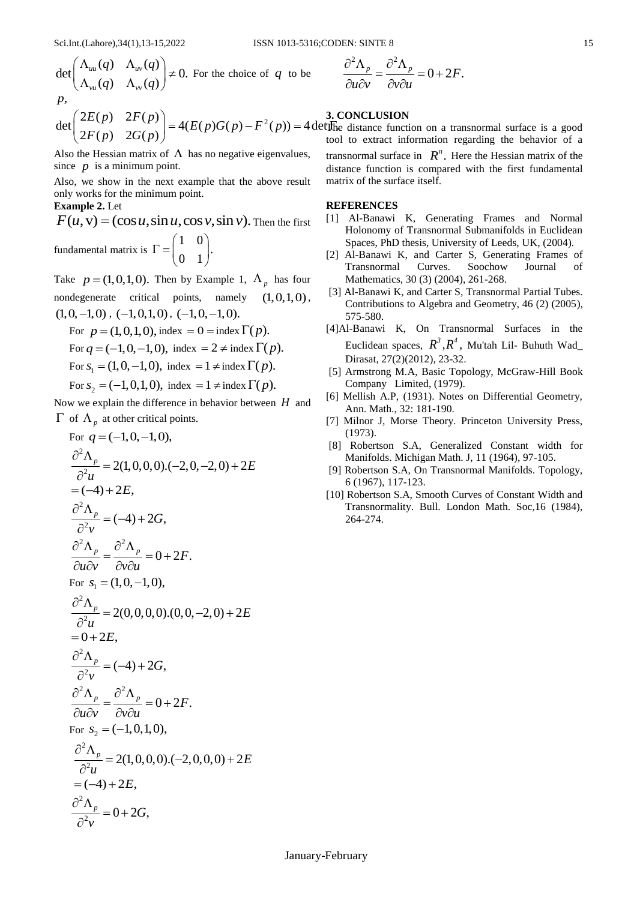$\det\begin{pmatrix} \Lambda_{uu}(q) & \Lambda_{uv}(q) \\ \Lambda_{vu}(q) & \Lambda_{vv}(q) \end{pmatrix} \neq 0.$ For the choice of $q$ to be $p$,

$$\det\begin{pmatrix} 2E(p) & 2F(p) \\ 2F(p) & 2G(p) \end{pmatrix} = 4(E(p)G(p) - F^2(p)) = 4\det\Gamma.$$

Also the Hessian matrix of $\Lambda$ has no negative eigenvalues, since $p$ is a minimum point.

Also, we show in the next example that the above result only works for the minimum point.

**Example 2.** Let $F(u,v) = (\cos u, \sin u, \cos v, \sin v)$. Then the first fundamental matrix is $\Gamma = \begin{pmatrix} 1 & 0 \\ 0 & 1 \end{pmatrix}$.

Take $p = (1,0,1,0)$. Then by Example 1, $\Lambda_p$ has four nondegenerate critical points, namely $(1,0,1,0)$, $(1,0,-1,0)$, $(-1,0,1,0)$, $(-1,0,-1,0)$.

For $p = (1,0,1,0)$, index $= 0 =$ index $\Gamma(p)$.

For $q = (-1,0,-1,0)$, index $= 2 \neq$ index $\Gamma(p)$.

For $s_1 = (1,0,-1,0)$, index $= 1 \neq$ index $\Gamma(p)$.

For $s_2 = (-1,0,1,0)$, index $= 1 \neq$ index $\Gamma(p)$.

Now we explain the difference in behavior between $H$ and $\Gamma$ of $\Lambda_p$ at other critical points.

For $q = (-1,0,-1,0)$,

$$\frac{\partial^2 \Lambda_p}{\partial^2 u} = 2(1,0,0,0).(-2,0,-2,0) + 2E$$
$$= (-4) + 2E,$$
$$\frac{\partial^2 \Lambda_p}{\partial^2 v} = (-4) + 2G,$$
$$\frac{\partial^2 \Lambda_p}{\partial u \partial v} = \frac{\partial^2 \Lambda_p}{\partial v \partial u} = 0 + 2F.$$

For $s_1 = (1,0,-1,0)$,

$$\frac{\partial^2 \Lambda_p}{\partial^2 u} = 2(0,0,0,0).(0,0,-2,0) + 2E$$
$$= 0 + 2E,$$
$$\frac{\partial^2 \Lambda_p}{\partial^2 v} = (-4) + 2G,$$
$$\frac{\partial^2 \Lambda_p}{\partial u \partial v} = \frac{\partial^2 \Lambda_p}{\partial v \partial u} = 0 + 2F.$$

For $s_2 = (-1,0,1,0)$,

$$\frac{\partial^2 \Lambda_p}{\partial^2 u} = 2(1,0,0,0).(-2,0,0,0) + 2E$$
$$= (-4) + 2E,$$
$$\frac{\partial^2 \Lambda_p}{\partial^2 v} = 0 + 2G,$$
$$\frac{\partial^2 \Lambda_p}{\partial u \partial v} = \frac{\partial^2 \Lambda_p}{\partial v \partial u} = 0 + 2F.$$

## 3. CONCLUSION

The distance function on a transnormal surface is a good tool to extract information regarding the behavior of a transnormal surface in $R^n$. Here the Hessian matrix of the distance function is compared with the first fundamental matrix of the surface itself.

## REFERENCES

[1] Al-Banawi K, Generating Frames and Normal Holonomy of Transnormal Submanifolds in Euclidean Spaces, PhD thesis, University of Leeds, UK, (2004).

[2] Al-Banawi K, and Carter S, Generating Frames of Transnormal Curves. Soochow Journal of Mathematics, 30 (3) (2004), 261-268.

[3] Al-Banawi K, and Carter S, Transnormal Partial Tubes. Contributions to Algebra and Geometry, 46 (2) (2005), 575-580.

[4]Al-Banawi K, On Transnormal Surfaces in the Euclidean spaces, $R^3, R^4$, Mu'tah Lil- Buhuth Wad_ Dirasat, 27(2)(2012), 23-32.

[5] Armstrong M.A, Basic Topology, McGraw-Hill Book Company Limited, (1979).

[6] Mellish A.P, (1931). Notes on Differential Geometry, Ann. Math., 32: 181-190.

[7] Milnor J, Morse Theory. Princeton University Press, (1973).

[8] Robertson S.A, Generalized Constant width for Manifolds. Michigan Math. J, 11 (1964), 97-105.

[9] Robertson S.A, On Transnormal Manifolds. Topology, 6 (1967), 117-123.

[10] Robertson S.A, Smooth Curves of Constant Width and Transnormality. Bull. London Math. Soc,16 (1984), 264-274.